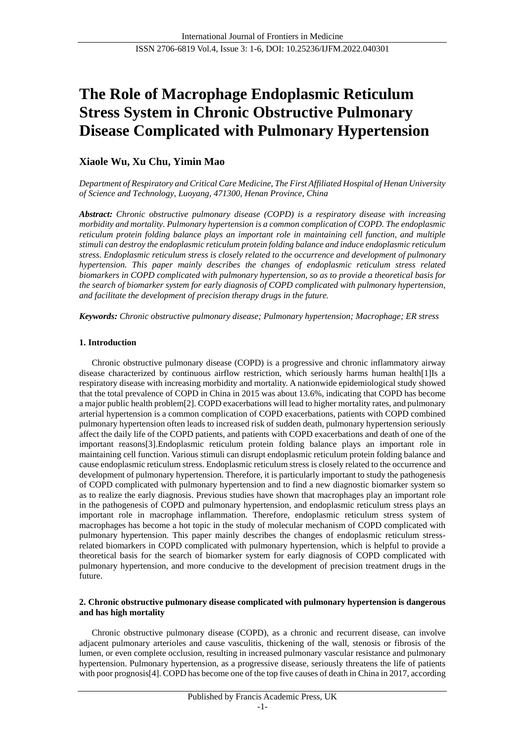# The Role of Macrophage Endoplasmic Reticulum Stress System in Chronic Obstructive Pulmonary Disease Complicated with Pulmonary Hypertension

**Xiaole Wu, Xu Chu, Yimin Mao**

*Department of Respiratory and Critical Care Medicine, The First Affiliated Hospital of Henan University of Science and Technology, Luoyang, 471300, Henan Province, China*

***Abstract:*** *Chronic obstructive pulmonary disease (COPD) is a respiratory disease with increasing morbidity and mortality. Pulmonary hypertension is a common complication of COPD. The endoplasmic reticulum protein folding balance plays an important role in maintaining cell function, and multiple stimuli can destroy the endoplasmic reticulum protein folding balance and induce endoplasmic reticulum stress. Endoplasmic reticulum stress is closely related to the occurrence and development of pulmonary hypertension. This paper mainly describes the changes of endoplasmic reticulum stress related biomarkers in COPD complicated with pulmonary hypertension, so as to provide a theoretical basis for the search of biomarker system for early diagnosis of COPD complicated with pulmonary hypertension, and facilitate the development of precision therapy drugs in the future.*

***Keywords:*** *Chronic obstructive pulmonary disease; Pulmonary hypertension; Macrophage; ER stress*

## 1. Introduction

Chronic obstructive pulmonary disease (COPD) is a progressive and chronic inflammatory airway disease characterized by continuous airflow restriction, which seriously harms human health[1]Is a respiratory disease with increasing morbidity and mortality. A nationwide epidemiological study showed that the total prevalence of COPD in China in 2015 was about 13.6%, indicating that COPD has become a major public health problem[2]. COPD exacerbations will lead to higher mortality rates, and pulmonary arterial hypertension is a common complication of COPD exacerbations, patients with COPD combined pulmonary hypertension often leads to increased risk of sudden death, pulmonary hypertension seriously affect the daily life of the COPD patients, and patients with COPD exacerbations and death of one of the important reasons[3].Endoplasmic reticulum protein folding balance plays an important role in maintaining cell function. Various stimuli can disrupt endoplasmic reticulum protein folding balance and cause endoplasmic reticulum stress. Endoplasmic reticulum stress is closely related to the occurrence and development of pulmonary hypertension. Therefore, it is particularly important to study the pathogenesis of COPD complicated with pulmonary hypertension and to find a new diagnostic biomarker system so as to realize the early diagnosis. Previous studies have shown that macrophages play an important role in the pathogenesis of COPD and pulmonary hypertension, and endoplasmic reticulum stress plays an important role in macrophage inflammation. Therefore, endoplasmic reticulum stress system of macrophages has become a hot topic in the study of molecular mechanism of COPD complicated with pulmonary hypertension. This paper mainly describes the changes of endoplasmic reticulum stress-related biomarkers in COPD complicated with pulmonary hypertension, which is helpful to provide a theoretical basis for the search of biomarker system for early diagnosis of COPD complicated with pulmonary hypertension, and more conducive to the development of precision treatment drugs in the future.

## 2. Chronic obstructive pulmonary disease complicated with pulmonary hypertension is dangerous and has high mortality

Chronic obstructive pulmonary disease (COPD), as a chronic and recurrent disease, can involve adjacent pulmonary arterioles and cause vasculitis, thickening of the wall, stenosis or fibrosis of the lumen, or even complete occlusion, resulting in increased pulmonary vascular resistance and pulmonary hypertension. Pulmonary hypertension, as a progressive disease, seriously threatens the life of patients with poor prognosis[4]. COPD has become one of the top five causes of death in China in 2017, according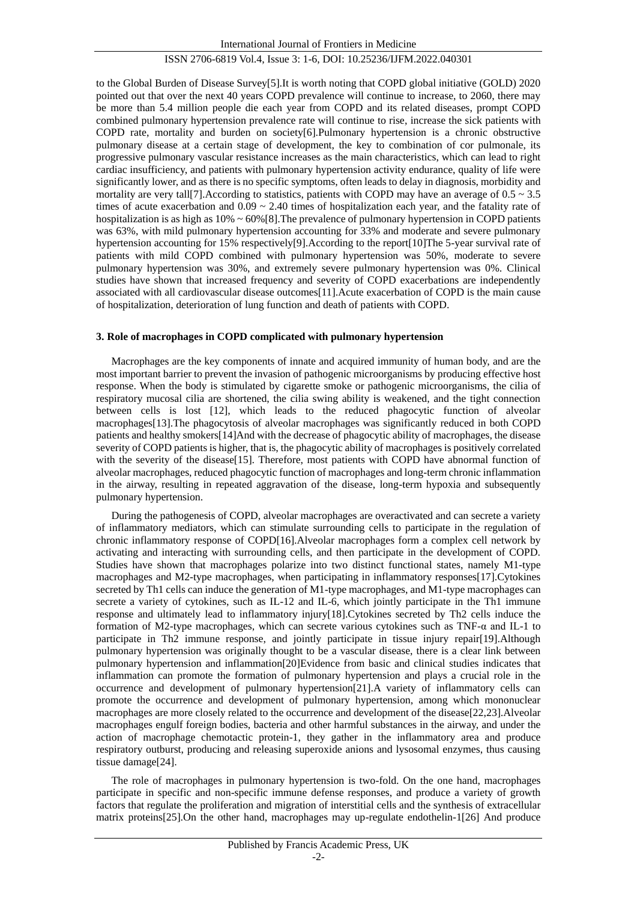to the Global Burden of Disease Survey[5].It is worth noting that COPD global initiative (GOLD) 2020 pointed out that over the next 40 years COPD prevalence will continue to increase, to 2060, there may be more than 5.4 million people die each year from COPD and its related diseases, prompt COPD combined pulmonary hypertension prevalence rate will continue to rise, increase the sick patients with COPD rate, mortality and burden on society[6].Pulmonary hypertension is a chronic obstructive pulmonary disease at a certain stage of development, the key to combination of cor pulmonale, its progressive pulmonary vascular resistance increases as the main characteristics, which can lead to right cardiac insufficiency, and patients with pulmonary hypertension activity endurance, quality of life were significantly lower, and as there is no specific symptoms, often leads to delay in diagnosis, morbidity and mortality are very tall[7].According to statistics, patients with COPD may have an average of 0.5 ~ 3.5 times of acute exacerbation and 0.09 ~ 2.40 times of hospitalization each year, and the fatality rate of hospitalization is as high as 10% ~ 60%[8].The prevalence of pulmonary hypertension in COPD patients was 63%, with mild pulmonary hypertension accounting for 33% and moderate and severe pulmonary hypertension accounting for 15% respectively[9].According to the report[10]The 5-year survival rate of patients with mild COPD combined with pulmonary hypertension was 50%, moderate to severe pulmonary hypertension was 30%, and extremely severe pulmonary hypertension was 0%. Clinical studies have shown that increased frequency and severity of COPD exacerbations are independently associated with all cardiovascular disease outcomes[11].Acute exacerbation of COPD is the main cause of hospitalization, deterioration of lung function and death of patients with COPD.

## 3. Role of macrophages in COPD complicated with pulmonary hypertension

Macrophages are the key components of innate and acquired immunity of human body, and are the most important barrier to prevent the invasion of pathogenic microorganisms by producing effective host response. When the body is stimulated by cigarette smoke or pathogenic microorganisms, the cilia of respiratory mucosal cilia are shortened, the cilia swing ability is weakened, and the tight connection between cells is lost [12], which leads to the reduced phagocytic function of alveolar macrophages[13].The phagocytosis of alveolar macrophages was significantly reduced in both COPD patients and healthy smokers[14]And with the decrease of phagocytic ability of macrophages, the disease severity of COPD patients is higher, that is, the phagocytic ability of macrophages is positively correlated with the severity of the disease[15]. Therefore, most patients with COPD have abnormal function of alveolar macrophages, reduced phagocytic function of macrophages and long-term chronic inflammation in the airway, resulting in repeated aggravation of the disease, long-term hypoxia and subsequently pulmonary hypertension.

During the pathogenesis of COPD, alveolar macrophages are overactivated and can secrete a variety of inflammatory mediators, which can stimulate surrounding cells to participate in the regulation of chronic inflammatory response of COPD[16].Alveolar macrophages form a complex cell network by activating and interacting with surrounding cells, and then participate in the development of COPD. Studies have shown that macrophages polarize into two distinct functional states, namely M1-type macrophages and M2-type macrophages, when participating in inflammatory responses[17].Cytokines secreted by Th1 cells can induce the generation of M1-type macrophages, and M1-type macrophages can secrete a variety of cytokines, such as IL-12 and IL-6, which jointly participate in the Th1 immune response and ultimately lead to inflammatory injury[18].Cytokines secreted by Th2 cells induce the formation of M2-type macrophages, which can secrete various cytokines such as TNF-α and IL-1 to participate in Th2 immune response, and jointly participate in tissue injury repair[19].Although pulmonary hypertension was originally thought to be a vascular disease, there is a clear link between pulmonary hypertension and inflammation[20]Evidence from basic and clinical studies indicates that inflammation can promote the formation of pulmonary hypertension and plays a crucial role in the occurrence and development of pulmonary hypertension[21].A variety of inflammatory cells can promote the occurrence and development of pulmonary hypertension, among which mononuclear macrophages are more closely related to the occurrence and development of the disease[22,23].Alveolar macrophages engulf foreign bodies, bacteria and other harmful substances in the airway, and under the action of macrophage chemotactic protein-1, they gather in the inflammatory area and produce respiratory outburst, producing and releasing superoxide anions and lysosomal enzymes, thus causing tissue damage[24].

The role of macrophages in pulmonary hypertension is two-fold. On the one hand, macrophages participate in specific and non-specific immune defense responses, and produce a variety of growth factors that regulate the proliferation and migration of interstitial cells and the synthesis of extracellular matrix proteins[25].On the other hand, macrophages may up-regulate endothelin-1[26] And produce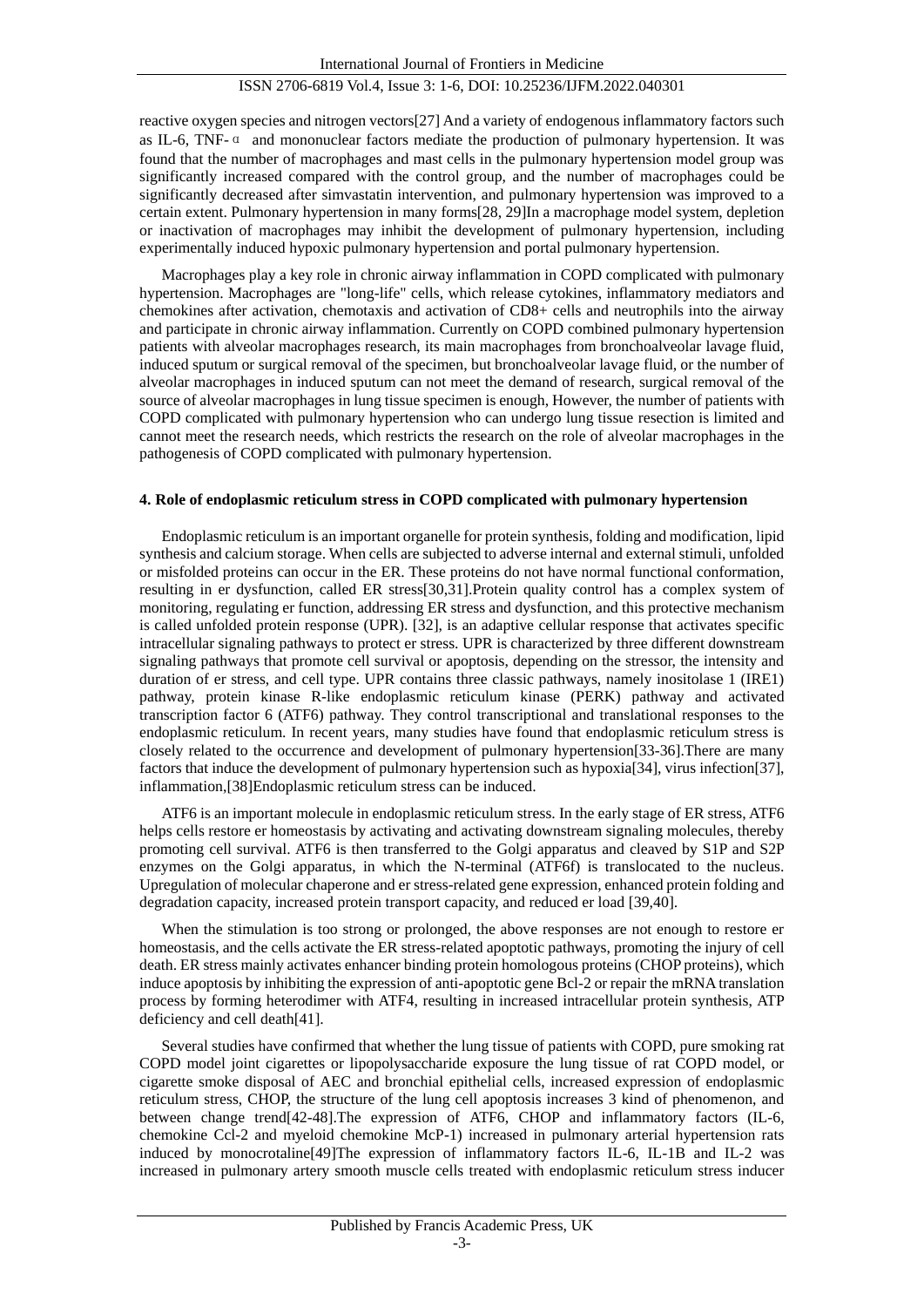reactive oxygen species and nitrogen vectors[27] And a variety of endogenous inflammatory factors such as IL-6, TNF-α and mononuclear factors mediate the production of pulmonary hypertension. It was found that the number of macrophages and mast cells in the pulmonary hypertension model group was significantly increased compared with the control group, and the number of macrophages could be significantly decreased after simvastatin intervention, and pulmonary hypertension was improved to a certain extent. Pulmonary hypertension in many forms[28, 29]In a macrophage model system, depletion or inactivation of macrophages may inhibit the development of pulmonary hypertension, including experimentally induced hypoxic pulmonary hypertension and portal pulmonary hypertension.

Macrophages play a key role in chronic airway inflammation in COPD complicated with pulmonary hypertension. Macrophages are "long-life" cells, which release cytokines, inflammatory mediators and chemokines after activation, chemotaxis and activation of CD8+ cells and neutrophils into the airway and participate in chronic airway inflammation. Currently on COPD combined pulmonary hypertension patients with alveolar macrophages research, its main macrophages from bronchoalveolar lavage fluid, induced sputum or surgical removal of the specimen, but bronchoalveolar lavage fluid, or the number of alveolar macrophages in induced sputum can not meet the demand of research, surgical removal of the source of alveolar macrophages in lung tissue specimen is enough, However, the number of patients with COPD complicated with pulmonary hypertension who can undergo lung tissue resection is limited and cannot meet the research needs, which restricts the research on the role of alveolar macrophages in the pathogenesis of COPD complicated with pulmonary hypertension.

## 4. Role of endoplasmic reticulum stress in COPD complicated with pulmonary hypertension

Endoplasmic reticulum is an important organelle for protein synthesis, folding and modification, lipid synthesis and calcium storage. When cells are subjected to adverse internal and external stimuli, unfolded or misfolded proteins can occur in the ER. These proteins do not have normal functional conformation, resulting in er dysfunction, called ER stress[30,31].Protein quality control has a complex system of monitoring, regulating er function, addressing ER stress and dysfunction, and this protective mechanism is called unfolded protein response (UPR). [32], is an adaptive cellular response that activates specific intracellular signaling pathways to protect er stress. UPR is characterized by three different downstream signaling pathways that promote cell survival or apoptosis, depending on the stressor, the intensity and duration of er stress, and cell type. UPR contains three classic pathways, namely inositolase 1 (IRE1) pathway, protein kinase R-like endoplasmic reticulum kinase (PERK) pathway and activated transcription factor 6 (ATF6) pathway. They control transcriptional and translational responses to the endoplasmic reticulum. In recent years, many studies have found that endoplasmic reticulum stress is closely related to the occurrence and development of pulmonary hypertension[33-36].There are many factors that induce the development of pulmonary hypertension such as hypoxia[34], virus infection[37], inflammation,[38]Endoplasmic reticulum stress can be induced.

ATF6 is an important molecule in endoplasmic reticulum stress. In the early stage of ER stress, ATF6 helps cells restore er homeostasis by activating and activating downstream signaling molecules, thereby promoting cell survival. ATF6 is then transferred to the Golgi apparatus and cleaved by S1P and S2P enzymes on the Golgi apparatus, in which the N-terminal (ATF6f) is translocated to the nucleus. Upregulation of molecular chaperone and er stress-related gene expression, enhanced protein folding and degradation capacity, increased protein transport capacity, and reduced er load [39,40].

When the stimulation is too strong or prolonged, the above responses are not enough to restore er homeostasis, and the cells activate the ER stress-related apoptotic pathways, promoting the injury of cell death. ER stress mainly activates enhancer binding protein homologous proteins (CHOP proteins), which induce apoptosis by inhibiting the expression of anti-apoptotic gene Bcl-2 or repair the mRNA translation process by forming heterodimer with ATF4, resulting in increased intracellular protein synthesis, ATP deficiency and cell death[41].

Several studies have confirmed that whether the lung tissue of patients with COPD, pure smoking rat COPD model joint cigarettes or lipopolysaccharide exposure the lung tissue of rat COPD model, or cigarette smoke disposal of AEC and bronchial epithelial cells, increased expression of endoplasmic reticulum stress, CHOP, the structure of the lung cell apoptosis increases 3 kind of phenomenon, and between change trend[42-48].The expression of ATF6, CHOP and inflammatory factors (IL-6, chemokine Ccl-2 and myeloid chemokine McP-1) increased in pulmonary arterial hypertension rats induced by monocrotaline[49]The expression of inflammatory factors IL-6, IL-1B and IL-2 was increased in pulmonary artery smooth muscle cells treated with endoplasmic reticulum stress inducer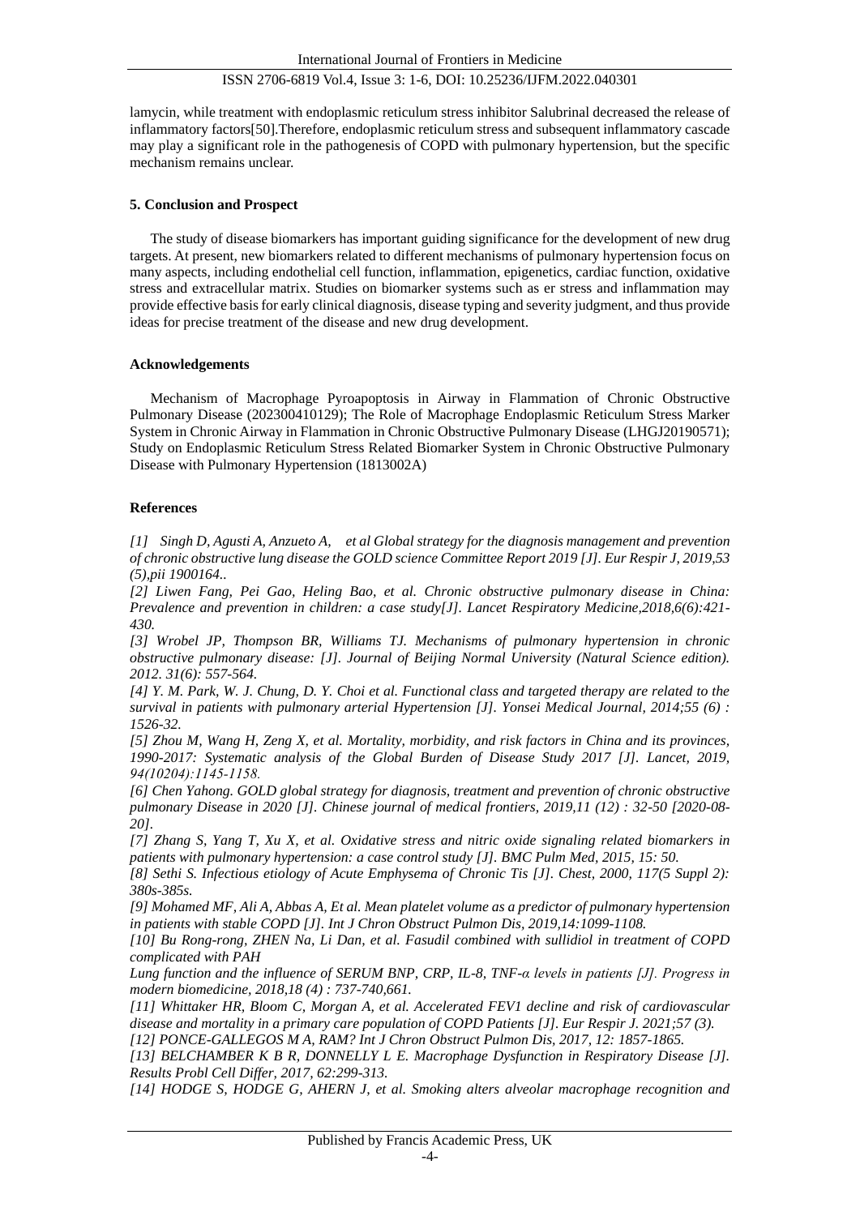lamycin, while treatment with endoplasmic reticulum stress inhibitor Salubrinal decreased the release of inflammatory factors[50].Therefore, endoplasmic reticulum stress and subsequent inflammatory cascade may play a significant role in the pathogenesis of COPD with pulmonary hypertension, but the specific mechanism remains unclear.

## 5. Conclusion and Prospect

The study of disease biomarkers has important guiding significance for the development of new drug targets. At present, new biomarkers related to different mechanisms of pulmonary hypertension focus on many aspects, including endothelial cell function, inflammation, epigenetics, cardiac function, oxidative stress and extracellular matrix. Studies on biomarker systems such as er stress and inflammation may provide effective basis for early clinical diagnosis, disease typing and severity judgment, and thus provide ideas for precise treatment of the disease and new drug development.

## Acknowledgements

Mechanism of Macrophage Pyroapoptosis in Airway in Flammation of Chronic Obstructive Pulmonary Disease (202300410129); The Role of Macrophage Endoplasmic Reticulum Stress Marker System in Chronic Airway in Flammation in Chronic Obstructive Pulmonary Disease (LHGJ20190571); Study on Endoplasmic Reticulum Stress Related Biomarker System in Chronic Obstructive Pulmonary Disease with Pulmonary Hypertension (1813002A)

## References

*[1] Singh D, Agusti A, Anzueto A, et al Global strategy for the diagnosis management and prevention of chronic obstructive lung disease the GOLD science Committee Report 2019 [J]. Eur Respir J, 2019,53 (5),pii 1900164..*

*[2] Liwen Fang, Pei Gao, Heling Bao, et al. Chronic obstructive pulmonary disease in China: Prevalence and prevention in children: a case study[J]. Lancet Respiratory Medicine,2018,6(6):421-430.*

*[3] Wrobel JP, Thompson BR, Williams TJ. Mechanisms of pulmonary hypertension in chronic obstructive pulmonary disease: [J]. Journal of Beijing Normal University (Natural Science edition). 2012. 31(6): 557-564.*

*[4] Y. M. Park, W. J. Chung, D. Y. Choi et al. Functional class and targeted therapy are related to the survival in patients with pulmonary arterial Hypertension [J]. Yonsei Medical Journal, 2014;55 (6) : 1526-32.*

*[5] Zhou M, Wang H, Zeng X, et al. Mortality, morbidity, and risk factors in China and its provinces, 1990-2017: Systematic analysis of the Global Burden of Disease Study 2017 [J]. Lancet, 2019, 94(10204):1145-1158.*

*[6] Chen Yahong. GOLD global strategy for diagnosis, treatment and prevention of chronic obstructive pulmonary Disease in 2020 [J]. Chinese journal of medical frontiers, 2019,11 (12) : 32-50 [2020-08-20].*

*[7] Zhang S, Yang T, Xu X, et al. Oxidative stress and nitric oxide signaling related biomarkers in patients with pulmonary hypertension: a case control study [J]. BMC Pulm Med, 2015, 15: 50.*

*[8] Sethi S. Infectious etiology of Acute Emphysema of Chronic Tis [J]. Chest, 2000, 117(5 Suppl 2): 380s-385s.*

*[9] Mohamed MF, Ali A, Abbas A, Et al. Mean platelet volume as a predictor of pulmonary hypertension in patients with stable COPD [J]. Int J Chron Obstruct Pulmon Dis, 2019,14:1099-1108.*

*[10] Bu Rong-rong, ZHEN Na, Li Dan, et al. Fasudil combined with sullidiol in treatment of COPD complicated with PAH*

*Lung function and the influence of SERUM BNP, CRP, IL-8, TNF-α levels in patients [J]. Progress in modern biomedicine, 2018,18 (4) : 737-740,661.*

*[11] Whittaker HR, Bloom C, Morgan A, et al. Accelerated FEV1 decline and risk of cardiovascular disease and mortality in a primary care population of COPD Patients [J]. Eur Respir J. 2021;57 (3).*

*[12] PONCE-GALLEGOS M A, RAM? Int J Chron Obstruct Pulmon Dis, 2017, 12: 1857-1865.*

*[13] BELCHAMBER K B R, DONNELLY L E. Macrophage Dysfunction in Respiratory Disease [J]. Results Probl Cell Differ, 2017, 62:299-313.*

*[14] HODGE S, HODGE G, AHERN J, et al. Smoking alters alveolar macrophage recognition and*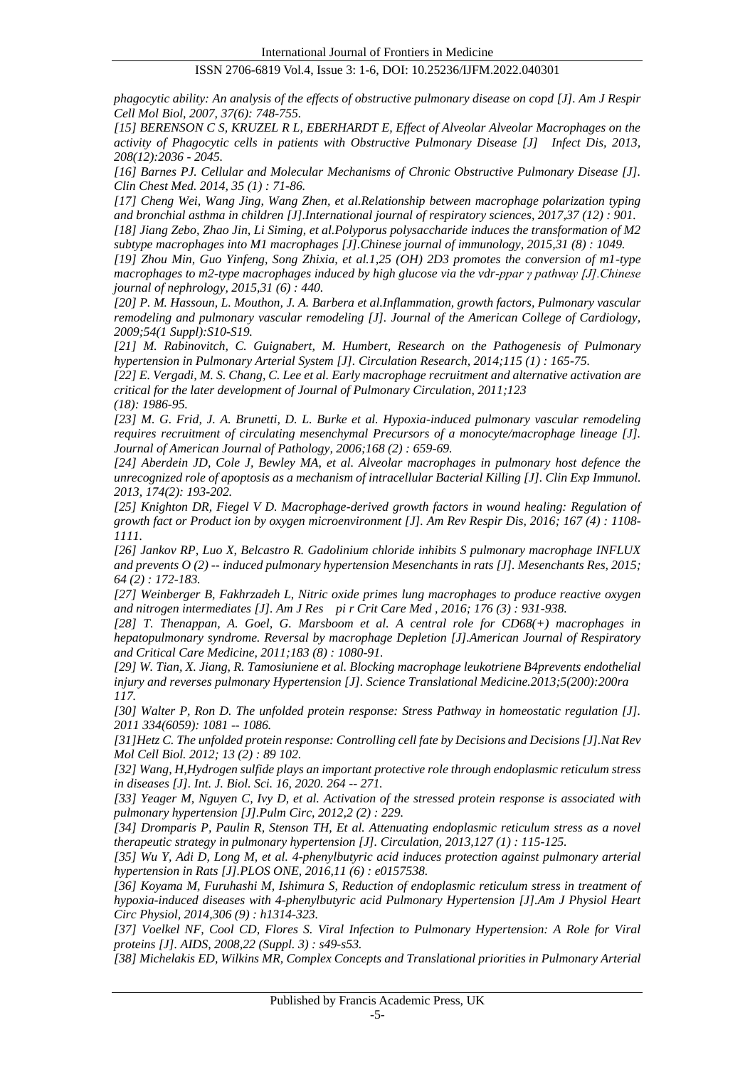*phagocytic ability: An analysis of the effects of obstructive pulmonary disease on copd [J]. Am J Respir Cell Mol Biol, 2007, 37(6): 748-755.*

*[15] BERENSON C S, KRUZEL R L, EBERHARDT E, Effect of Alveolar Alveolar Macrophages on the activity of Phagocytic cells in patients with Obstructive Pulmonary Disease [J] Infect Dis, 2013, 208(12):2036 - 2045.*

*[16] Barnes PJ. Cellular and Molecular Mechanisms of Chronic Obstructive Pulmonary Disease [J]. Clin Chest Med. 2014, 35 (1) : 71-86.*

*[17] Cheng Wei, Wang Jing, Wang Zhen, et al.Relationship between macrophage polarization typing and bronchial asthma in children [J].International journal of respiratory sciences, 2017,37 (12) : 901.*

*[18] Jiang Zebo, Zhao Jin, Li Siming, et al.Polyporus polysaccharide induces the transformation of M2 subtype macrophages into M1 macrophages [J].Chinese journal of immunology, 2015,31 (8) : 1049.*

*[19] Zhou Min, Guo Yinfeng, Song Zhixia, et al.1,25 (OH) 2D3 promotes the conversion of m1-type macrophages to m2-type macrophages induced by high glucose via the vdr-ppar γ pathway [J].Chinese journal of nephrology, 2015,31 (6) : 440.*

*[20] P. M. Hassoun, L. Mouthon, J. A. Barbera et al.Inflammation, growth factors, Pulmonary vascular remodeling and pulmonary vascular remodeling [J]. Journal of the American College of Cardiology, 2009;54(1 Suppl):S10-S19.*

*[21] M. Rabinovitch, C. Guignabert, M. Humbert, Research on the Pathogenesis of Pulmonary hypertension in Pulmonary Arterial System [J]. Circulation Research, 2014;115 (1) : 165-75.*

*[22] E. Vergadi, M. S. Chang, C. Lee et al. Early macrophage recruitment and alternative activation are critical for the later development of Journal of Pulmonary Circulation, 2011;123 (18): 1986-95.*

*[23] M. G. Frid, J. A. Brunetti, D. L. Burke et al. Hypoxia-induced pulmonary vascular remodeling requires recruitment of circulating mesenchymal Precursors of a monocyte/macrophage lineage [J]. Journal of American Journal of Pathology, 2006;168 (2) : 659-69.*

*[24] Aberdein JD, Cole J, Bewley MA, et al. Alveolar macrophages in pulmonary host defence the unrecognized role of apoptosis as a mechanism of intracellular Bacterial Killing [J]. Clin Exp Immunol. 2013, 174(2): 193-202.*

*[25] Knighton DR, Fiegel V D. Macrophage-derived growth factors in wound healing: Regulation of growth fact or Product ion by oxygen microenvironment [J]. Am Rev Respir Dis, 2016; 167 (4) : 1108-1111.*

*[26] Jankov RP, Luo X, Belcastro R. Gadolinium chloride inhibits S pulmonary macrophage INFLUX and prevents O (2) -- induced pulmonary hypertension Mesenchants in rats [J]. Mesenchants Res, 2015; 64 (2) : 172-183.*

*[27] Weinberger B, Fakhrzadeh L, Nitric oxide primes lung macrophages to produce reactive oxygen and nitrogen intermediates [J]. Am J Res pi r Crit Care Med , 2016; 176 (3) : 931-938.*

*[28] T. Thenappan, A. Goel, G. Marsboom et al. A central role for CD68(+) macrophages in hepatopulmonary syndrome. Reversal by macrophage Depletion [J].American Journal of Respiratory and Critical Care Medicine, 2011;183 (8) : 1080-91.*

*[29] W. Tian, X. Jiang, R. Tamosiuniene et al. Blocking macrophage leukotriene B4prevents endothelial injury and reverses pulmonary Hypertension [J]. Science Translational Medicine.2013;5(200):200ra 117.*

*[30] Walter P, Ron D. The unfolded protein response: Stress Pathway in homeostatic regulation [J]. 2011 334(6059): 1081 -- 1086.*

*[31]Hetz C. The unfolded protein response: Controlling cell fate by Decisions and Decisions [J].Nat Rev Mol Cell Biol. 2012; 13 (2) : 89 102.*

*[32] Wang, H,Hydrogen sulfide plays an important protective role through endoplasmic reticulum stress in diseases [J]. Int. J. Biol. Sci. 16, 2020. 264 -- 271.*

*[33] Yeager M, Nguyen C, Ivy D, et al. Activation of the stressed protein response is associated with pulmonary hypertension [J].Pulm Circ, 2012,2 (2) : 229.*

*[34] Dromparis P, Paulin R, Stenson TH, Et al. Attenuating endoplasmic reticulum stress as a novel therapeutic strategy in pulmonary hypertension [J]. Circulation, 2013,127 (1) : 115-125.*

*[35] Wu Y, Adi D, Long M, et al. 4-phenylbutyric acid induces protection against pulmonary arterial hypertension in Rats [J].PLOS ONE, 2016,11 (6) : e0157538.*

*[36] Koyama M, Furuhashi M, Ishimura S, Reduction of endoplasmic reticulum stress in treatment of hypoxia-induced diseases with 4-phenylbutyric acid Pulmonary Hypertension [J].Am J Physiol Heart Circ Physiol, 2014,306 (9) : h1314-323.*

*[37] Voelkel NF, Cool CD, Flores S. Viral Infection to Pulmonary Hypertension: A Role for Viral proteins [J]. AIDS, 2008,22 (Suppl. 3) : s49-s53.*

*[38] Michelakis ED, Wilkins MR, Complex Concepts and Translational priorities in Pulmonary Arterial*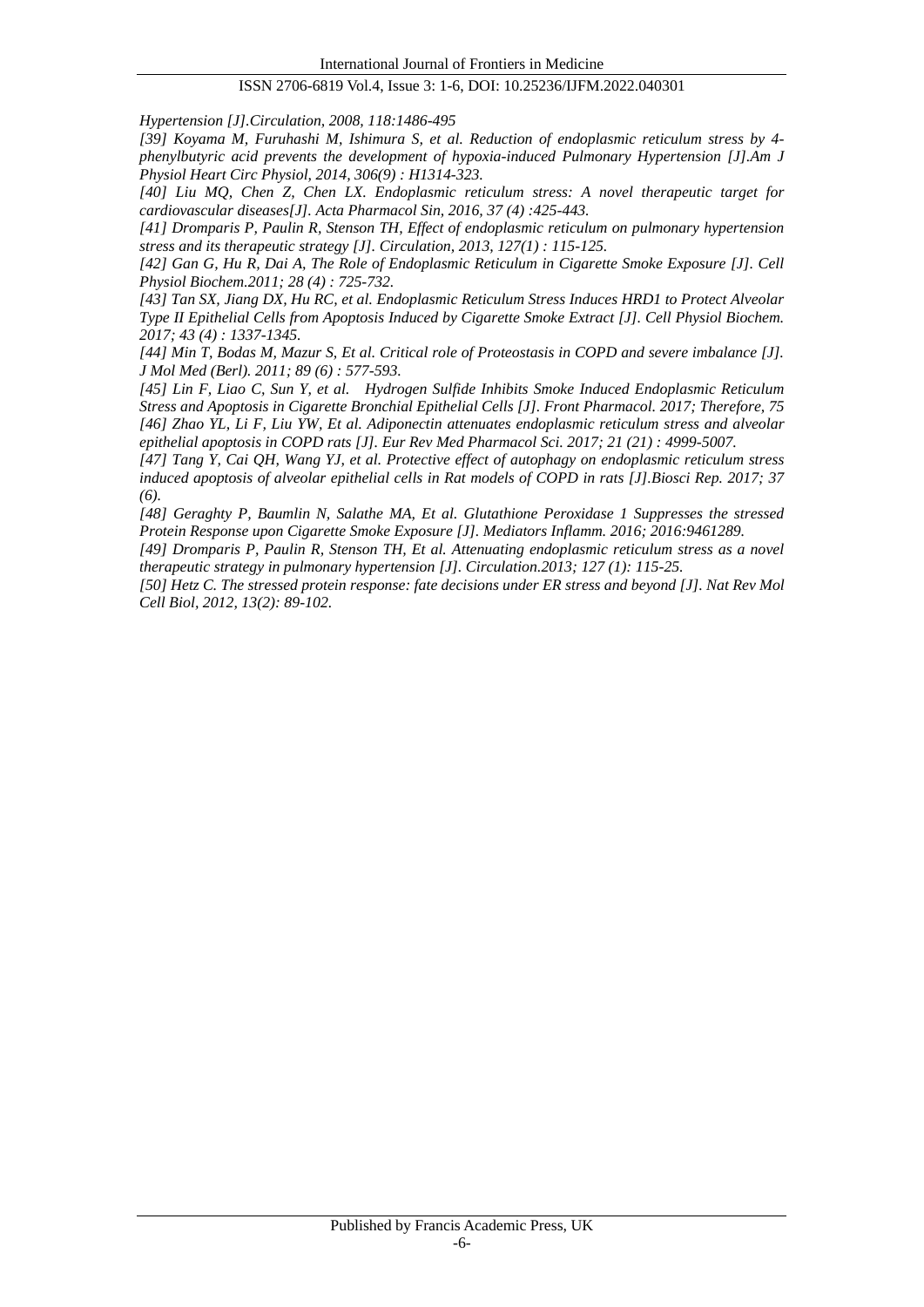*Hypertension [J].Circulation, 2008, 118:1486-495*

*[39] Koyama M, Furuhashi M, Ishimura S, et al. Reduction of endoplasmic reticulum stress by 4-phenylbutyric acid prevents the development of hypoxia-induced Pulmonary Hypertension [J].Am J Physiol Heart Circ Physiol, 2014, 306(9) : H1314-323.*

*[40] Liu MQ, Chen Z, Chen LX. Endoplasmic reticulum stress: A novel therapeutic target for cardiovascular diseases[J]. Acta Pharmacol Sin, 2016, 37 (4) :425-443.*

*[41] Dromparis P, Paulin R, Stenson TH, Effect of endoplasmic reticulum on pulmonary hypertension stress and its therapeutic strategy [J]. Circulation, 2013, 127(1) : 115-125.*

*[42] Gan G, Hu R, Dai A, The Role of Endoplasmic Reticulum in Cigarette Smoke Exposure [J]. Cell Physiol Biochem.2011; 28 (4) : 725-732.*

*[43] Tan SX, Jiang DX, Hu RC, et al. Endoplasmic Reticulum Stress Induces HRD1 to Protect Alveolar Type II Epithelial Cells from Apoptosis Induced by Cigarette Smoke Extract [J]. Cell Physiol Biochem. 2017; 43 (4) : 1337-1345.*

*[44] Min T, Bodas M, Mazur S, Et al. Critical role of Proteostasis in COPD and severe imbalance [J]. J Mol Med (Berl). 2011; 89 (6) : 577-593.*

*[45] Lin F, Liao C, Sun Y, et al. Hydrogen Sulfide Inhibits Smoke Induced Endoplasmic Reticulum Stress and Apoptosis in Cigarette Bronchial Epithelial Cells [J]. Front Pharmacol. 2017; Therefore, 75*

*[46] Zhao YL, Li F, Liu YW, Et al. Adiponectin attenuates endoplasmic reticulum stress and alveolar epithelial apoptosis in COPD rats [J]. Eur Rev Med Pharmacol Sci. 2017; 21 (21) : 4999-5007.*

*[47] Tang Y, Cai QH, Wang YJ, et al. Protective effect of autophagy on endoplasmic reticulum stress induced apoptosis of alveolar epithelial cells in Rat models of COPD in rats [J].Biosci Rep. 2017; 37 (6).*

*[48] Geraghty P, Baumlin N, Salathe MA, Et al. Glutathione Peroxidase 1 Suppresses the stressed Protein Response upon Cigarette Smoke Exposure [J]. Mediators Inflamm. 2016; 2016:9461289.*

*[49] Dromparis P, Paulin R, Stenson TH, Et al. Attenuating endoplasmic reticulum stress as a novel therapeutic strategy in pulmonary hypertension [J]. Circulation.2013; 127 (1): 115-25.*

*[50] Hetz C. The stressed protein response: fate decisions under ER stress and beyond [J]. Nat Rev Mol Cell Biol, 2012, 13(2): 89-102.*